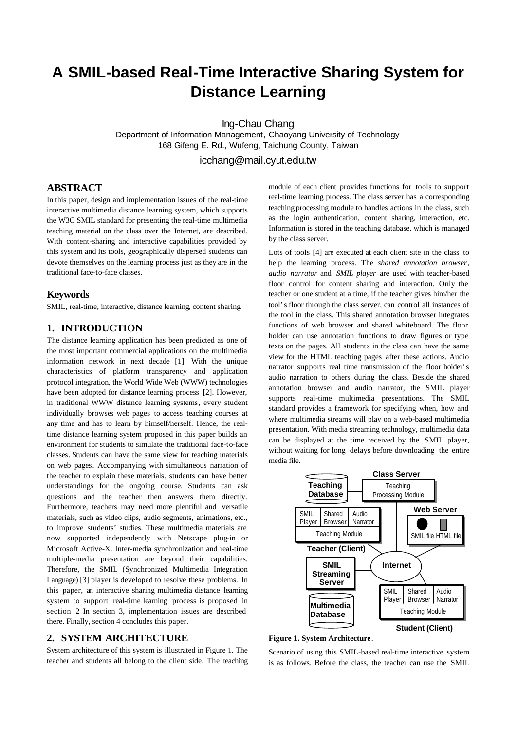# A SMIL-based Real-Time Interactive Sharing System for Distance Learning

Ing-Chau Chang
Department of Information Management, Chaoyang University of Technology
168 Gifeng E. Rd., Wufeng, Taichung County, Taiwan

icchang@mail.cyut.edu.tw

## ABSTRACT

In this paper, design and implementation issues of the real-time interactive multimedia distance learning system, which supports the W3C SMIL standard for presenting the real-time multimedia teaching material on the class over the Internet, are described. With content-sharing and interactive capabilities provided by this system and its tools, geographically dispersed students can devote themselves on the learning process just as they are in the traditional face-to-face classes.

### Keywords

SMIL, real-time, interactive, distance learning, content sharing.

## 1. INTRODUCTION

The distance learning application has been predicted as one of the most important commercial applications on the multimedia information network in next decade [1]. With the unique characteristics of platform transparency and application protocol integration, the World Wide Web (WWW) technologies have been adopted for distance learning process [2]. However, in traditional WWW distance learning systems, every student individually browses web pages to access teaching courses at any time and has to learn by himself/herself. Hence, the real-time distance learning system proposed in this paper builds an environment for students to simulate the traditional face-to-face classes. Students can have the same view for teaching materials on web pages. Accompanying with simultaneous narration of the teacher to explain these materials, students can have better understandings for the ongoing course. Students can ask questions and the teacher then answers them directly. Furthermore, teachers may need more plentiful and versatile materials, such as video clips, audio segments, animations, etc., to improve students' studies. These multimedia materials are now supported independently with Netscape plug-in or Microsoft Active-X. Inter-media synchronization and real-time multiple-media presentation are beyond their capabilities. Therefore, the SMIL (Synchronized Multimedia Integration Language) [3] player is developed to resolve these problems. In this paper, an interactive sharing multimedia distance learning system to support real-time learning process is proposed in section 2 In section 3, implementation issues are described there. Finally, section 4 concludes this paper.

## 2. SYSTEM ARCHITECTURE

System architecture of this system is illustrated in Figure 1. The teacher and students all belong to the client side. The teaching module of each client provides functions for tools to support real-time learning process. The class server has a corresponding teaching processing module to handles actions in the class, such as the login authentication, content sharing, interaction, etc. Information is stored in the teaching database, which is managed by the class server.

Lots of tools [4] are executed at each client site in the class to help the learning process. The *shared annotation browser*, *audio narrator* and *SMIL player* are used with teacher-based floor control for content sharing and interaction. Only the teacher or one student at a time, if the teacher gives him/her the tool's floor through the class server, can control all instances of the tool in the class. This shared annotation browser integrates functions of web browser and shared whiteboard. The floor holder can use annotation functions to draw figures or type texts on the pages. All students in the class can have the same view for the HTML teaching pages after these actions. Audio narrator supports real time transmission of the floor holder's audio narration to others during the class. Beside the shared annotation browser and audio narrator, the SMIL player supports real-time multimedia presentations. The SMIL standard provides a framework for specifying when, how and where multimedia streams will play on a web-based multimedia presentation. With media streaming technology, multimedia data can be displayed at the time received by the SMIL player, without waiting for long delays before downloading the entire media file.

**Figure 1. System Architecture**.

Scenario of using this SMIL-based real-time interactive system is as follows. Before the class, the teacher can use the SMIL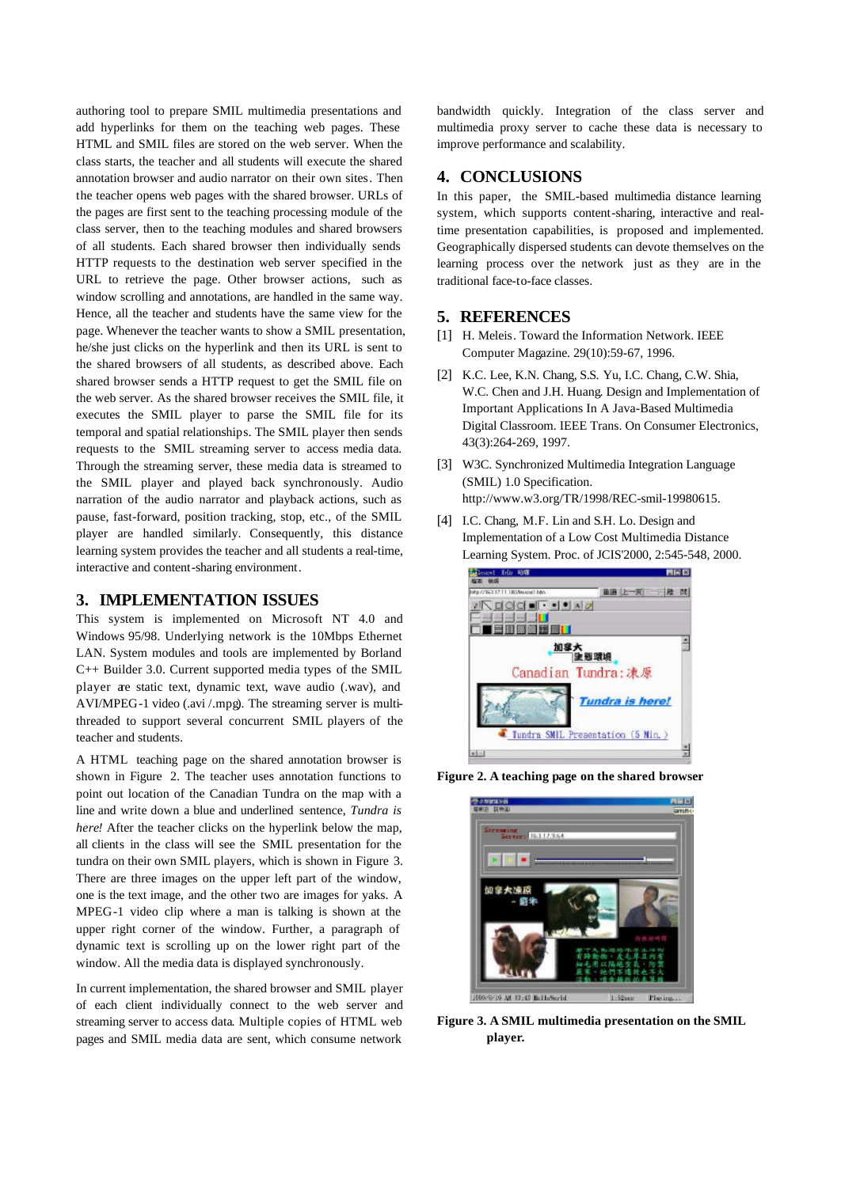authoring tool to prepare SMIL multimedia presentations and add hyperlinks for them on the teaching web pages. These HTML and SMIL files are stored on the web server. When the class starts, the teacher and all students will execute the shared annotation browser and audio narrator on their own sites. Then the teacher opens web pages with the shared browser. URLs of the pages are first sent to the teaching processing module of the class server, then to the teaching modules and shared browsers of all students. Each shared browser then individually sends HTTP requests to the destination web server specified in the URL to retrieve the page. Other browser actions, such as window scrolling and annotations, are handled in the same way. Hence, all the teacher and students have the same view for the page. Whenever the teacher wants to show a SMIL presentation, he/she just clicks on the hyperlink and then its URL is sent to the shared browsers of all students, as described above. Each shared browser sends a HTTP request to get the SMIL file on the web server. As the shared browser receives the SMIL file, it executes the SMIL player to parse the SMIL file for its temporal and spatial relationships. The SMIL player then sends requests to the SMIL streaming server to access media data. Through the streaming server, these media data is streamed to the SMIL player and played back synchronously. Audio narration of the audio narrator and playback actions, such as pause, fast-forward, position tracking, stop, etc., of the SMIL player are handled similarly. Consequently, this distance learning system provides the teacher and all students a real-time, interactive and content-sharing environment.

## 3. IMPLEMENTATION ISSUES

This system is implemented on Microsoft NT 4.0 and Windows 95/98. Underlying network is the 10Mbps Ethernet LAN. System modules and tools are implemented by Borland C++ Builder 3.0. Current supported media types of the SMIL player are static text, dynamic text, wave audio (.wav), and AVI/MPEG-1 video (.avi /.mpg). The streaming server is multi-threaded to support several concurrent SMIL players of the teacher and students.

A HTML teaching page on the shared annotation browser is shown in Figure 2. The teacher uses annotation functions to point out location of the Canadian Tundra on the map with a line and write down a blue and underlined sentence, *Tundra is here!* After the teacher clicks on the hyperlink below the map, all clients in the class will see the SMIL presentation for the tundra on their own SMIL players, which is shown in Figure 3. There are three images on the upper left part of the window, one is the text image, and the other two are images for yaks. A MPEG-1 video clip where a man is talking is shown at the upper right corner of the window. Further, a paragraph of dynamic text is scrolling up on the lower right part of the window. All the media data is displayed synchronously.

In current implementation, the shared browser and SMIL player of each client individually connect to the web server and streaming server to access data. Multiple copies of HTML web pages and SMIL media data are sent, which consume network bandwidth quickly. Integration of the class server and multimedia proxy server to cache these data is necessary to improve performance and scalability.

## 4. CONCLUSIONS

In this paper, the SMIL-based multimedia distance learning system, which supports content-sharing, interactive and real-time presentation capabilities, is proposed and implemented. Geographically dispersed students can devote themselves on the learning process over the network just as they are in the traditional face-to-face classes.

## 5. REFERENCES

[1] H. Meleis. Toward the Information Network. IEEE Computer Magazine. 29(10):59-67, 1996.

[2] K.C. Lee, K.N. Chang, S.S. Yu, I.C. Chang, C.W. Shia, W.C. Chen and J.H. Huang. Design and Implementation of Important Applications In A Java-Based Multimedia Digital Classroom. IEEE Trans. On Consumer Electronics, 43(3):264-269, 1997.

[3] W3C. Synchronized Multimedia Integration Language (SMIL) 1.0 Specification. http://www.w3.org/TR/1998/REC-smil-19980615.

[4] I.C. Chang, M.F. Lin and S.H. Lo. Design and Implementation of a Low Cost Multimedia Distance Learning System. Proc. of JCIS'2000, 2:545-548, 2000.

**Figure 2. A teaching page on the shared browser**

**Figure 3. A SMIL multimedia presentation on the SMIL player.**